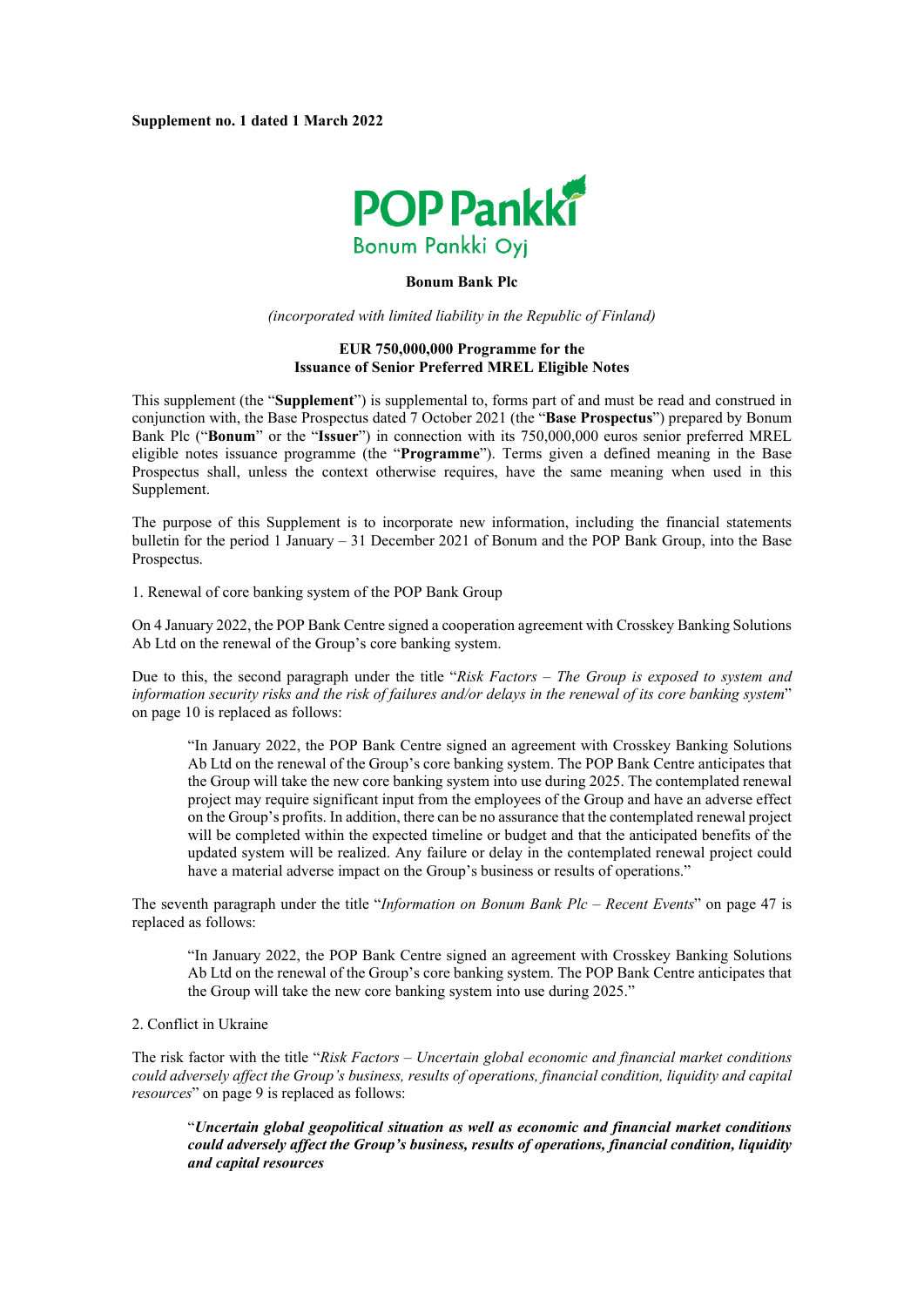**Supplement no. 1 dated 1 March 2022**

POP Pankki
Bonum Pankki Oyj

**Bonum Bank Plc**

*(incorporated with limited liability in the Republic of Finland)*

**EUR 750,000,000 Programme for the Issuance of Senior Preferred MREL Eligible Notes**

This supplement (the "**Supplement**") is supplemental to, forms part of and must be read and construed in conjunction with, the Base Prospectus dated 7 October 2021 (the "**Base Prospectus**") prepared by Bonum Bank Plc ("**Bonum**" or the "**Issuer**") in connection with its 750,000,000 euros senior preferred MREL eligible notes issuance programme (the "**Programme**"). Terms given a defined meaning in the Base Prospectus shall, unless the context otherwise requires, have the same meaning when used in this Supplement.

The purpose of this Supplement is to incorporate new information, including the financial statements bulletin for the period 1 January – 31 December 2021 of Bonum and the POP Bank Group, into the Base Prospectus.

1. Renewal of core banking system of the POP Bank Group

On 4 January 2022, the POP Bank Centre signed a cooperation agreement with Crosskey Banking Solutions Ab Ltd on the renewal of the Group's core banking system.

Due to this, the second paragraph under the title "*Risk Factors – The Group is exposed to system and information security risks and the risk of failures and/or delays in the renewal of its core banking system*" on page 10 is replaced as follows:

> "In January 2022, the POP Bank Centre signed an agreement with Crosskey Banking Solutions Ab Ltd on the renewal of the Group's core banking system. The POP Bank Centre anticipates that the Group will take the new core banking system into use during 2025. The contemplated renewal project may require significant input from the employees of the Group and have an adverse effect on the Group's profits. In addition, there can be no assurance that the contemplated renewal project will be completed within the expected timeline or budget and that the anticipated benefits of the updated system will be realized. Any failure or delay in the contemplated renewal project could have a material adverse impact on the Group's business or results of operations."

The seventh paragraph under the title "*Information on Bonum Bank Plc – Recent Events*" on page 47 is replaced as follows:

> "In January 2022, the POP Bank Centre signed an agreement with Crosskey Banking Solutions Ab Ltd on the renewal of the Group's core banking system. The POP Bank Centre anticipates that the Group will take the new core banking system into use during 2025."

2. Conflict in Ukraine

The risk factor with the title "*Risk Factors – Uncertain global economic and financial market conditions could adversely affect the Group's business, results of operations, financial condition, liquidity and capital resources*" on page 9 is replaced as follows:

> "***Uncertain global geopolitical situation as well as economic and financial market conditions could adversely affect the Group's business, results of operations, financial condition, liquidity and capital resources***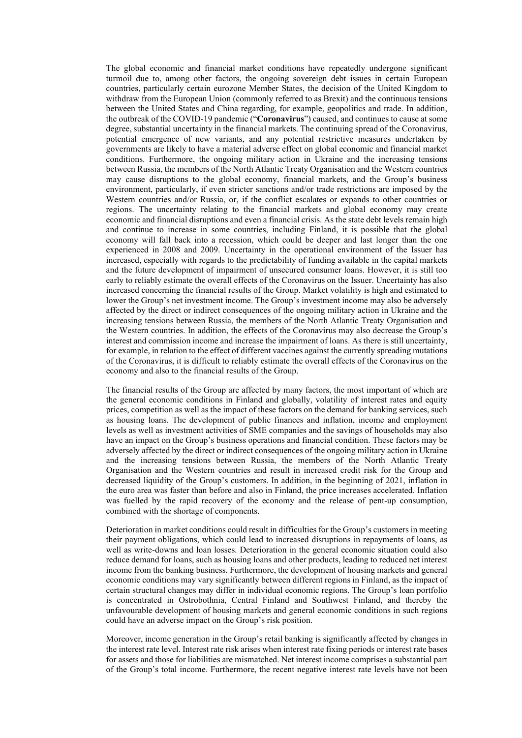The global economic and financial market conditions have repeatedly undergone significant turmoil due to, among other factors, the ongoing sovereign debt issues in certain European countries, particularly certain eurozone Member States, the decision of the United Kingdom to withdraw from the European Union (commonly referred to as Brexit) and the continuous tensions between the United States and China regarding, for example, geopolitics and trade. In addition, the outbreak of the COVID-19 pandemic ("**Coronavirus**") caused, and continues to cause at some degree, substantial uncertainty in the financial markets. The continuing spread of the Coronavirus, potential emergence of new variants, and any potential restrictive measures undertaken by governments are likely to have a material adverse effect on global economic and financial market conditions. Furthermore, the ongoing military action in Ukraine and the increasing tensions between Russia, the members of the North Atlantic Treaty Organisation and the Western countries may cause disruptions to the global economy, financial markets, and the Group's business environment, particularly, if even stricter sanctions and/or trade restrictions are imposed by the Western countries and/or Russia, or, if the conflict escalates or expands to other countries or regions. The uncertainty relating to the financial markets and global economy may create economic and financial disruptions and even a financial crisis. As the state debt levels remain high and continue to increase in some countries, including Finland, it is possible that the global economy will fall back into a recession, which could be deeper and last longer than the one experienced in 2008 and 2009. Uncertainty in the operational environment of the Issuer has increased, especially with regards to the predictability of funding available in the capital markets and the future development of impairment of unsecured consumer loans. However, it is still too early to reliably estimate the overall effects of the Coronavirus on the Issuer. Uncertainty has also increased concerning the financial results of the Group. Market volatility is high and estimated to lower the Group's net investment income. The Group's investment income may also be adversely affected by the direct or indirect consequences of the ongoing military action in Ukraine and the increasing tensions between Russia, the members of the North Atlantic Treaty Organisation and the Western countries. In addition, the effects of the Coronavirus may also decrease the Group's interest and commission income and increase the impairment of loans. As there is still uncertainty, for example, in relation to the effect of different vaccines against the currently spreading mutations of the Coronavirus, it is difficult to reliably estimate the overall effects of the Coronavirus on the economy and also to the financial results of the Group.

The financial results of the Group are affected by many factors, the most important of which are the general economic conditions in Finland and globally, volatility of interest rates and equity prices, competition as well as the impact of these factors on the demand for banking services, such as housing loans. The development of public finances and inflation, income and employment levels as well as investment activities of SME companies and the savings of households may also have an impact on the Group's business operations and financial condition. These factors may be adversely affected by the direct or indirect consequences of the ongoing military action in Ukraine and the increasing tensions between Russia, the members of the North Atlantic Treaty Organisation and the Western countries and result in increased credit risk for the Group and decreased liquidity of the Group's customers. In addition, in the beginning of 2021, inflation in the euro area was faster than before and also in Finland, the price increases accelerated. Inflation was fuelled by the rapid recovery of the economy and the release of pent-up consumption, combined with the shortage of components.

Deterioration in market conditions could result in difficulties for the Group's customers in meeting their payment obligations, which could lead to increased disruptions in repayments of loans, as well as write-downs and loan losses. Deterioration in the general economic situation could also reduce demand for loans, such as housing loans and other products, leading to reduced net interest income from the banking business. Furthermore, the development of housing markets and general economic conditions may vary significantly between different regions in Finland, as the impact of certain structural changes may differ in individual economic regions. The Group's loan portfolio is concentrated in Ostrobothnia, Central Finland and Southwest Finland, and thereby the unfavourable development of housing markets and general economic conditions in such regions could have an adverse impact on the Group's risk position.

Moreover, income generation in the Group's retail banking is significantly affected by changes in the interest rate level. Interest rate risk arises when interest rate fixing periods or interest rate bases for assets and those for liabilities are mismatched. Net interest income comprises a substantial part of the Group's total income. Furthermore, the recent negative interest rate levels have not been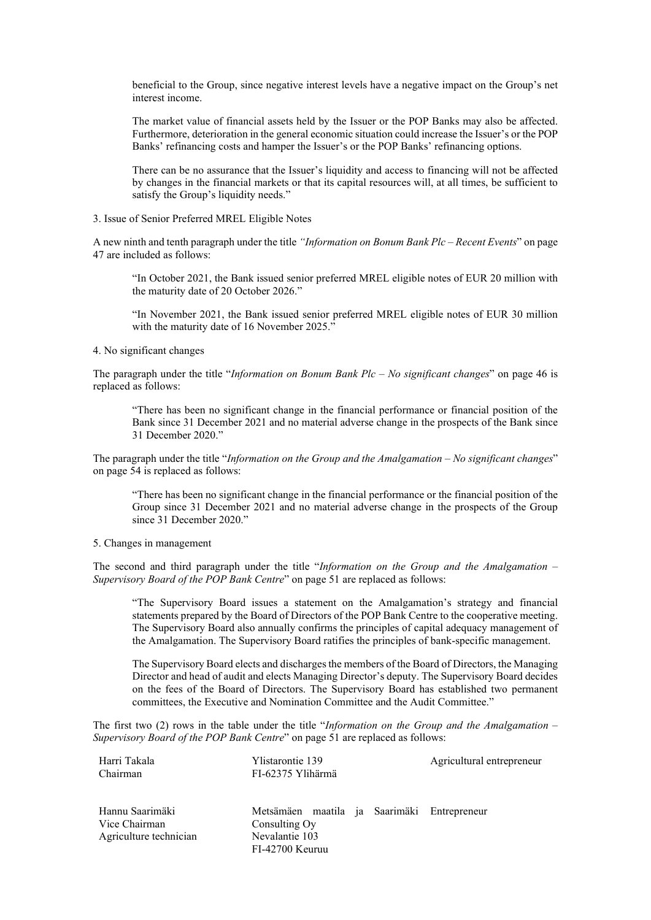> beneficial to the Group, since negative interest levels have a negative impact on the Group's net interest income.
>
> The market value of financial assets held by the Issuer or the POP Banks may also be affected. Furthermore, deterioration in the general economic situation could increase the Issuer's or the POP Banks' refinancing costs and hamper the Issuer's or the POP Banks' refinancing options.
>
> There can be no assurance that the Issuer's liquidity and access to financing will not be affected by changes in the financial markets or that its capital resources will, at all times, be sufficient to satisfy the Group's liquidity needs."

3. Issue of Senior Preferred MREL Eligible Notes

A new ninth and tenth paragraph under the title *"Information on Bonum Bank Plc – Recent Events*" on page 47 are included as follows:

> "In October 2021, the Bank issued senior preferred MREL eligible notes of EUR 20 million with the maturity date of 20 October 2026."
>
> "In November 2021, the Bank issued senior preferred MREL eligible notes of EUR 30 million with the maturity date of 16 November 2025."

4. No significant changes

The paragraph under the title "*Information on Bonum Bank Plc – No significant changes*" on page 46 is replaced as follows:

> "There has been no significant change in the financial performance or financial position of the Bank since 31 December 2021 and no material adverse change in the prospects of the Bank since 31 December 2020."

The paragraph under the title "*Information on the Group and the Amalgamation – No significant changes*" on page 54 is replaced as follows:

> "There has been no significant change in the financial performance or the financial position of the Group since 31 December 2021 and no material adverse change in the prospects of the Group since 31 December 2020."

5. Changes in management

The second and third paragraph under the title "*Information on the Group and the Amalgamation – Supervisory Board of the POP Bank Centre*" on page 51 are replaced as follows:

> "The Supervisory Board issues a statement on the Amalgamation's strategy and financial statements prepared by the Board of Directors of the POP Bank Centre to the cooperative meeting. The Supervisory Board also annually confirms the principles of capital adequacy management of the Amalgamation. The Supervisory Board ratifies the principles of bank-specific management.
>
> The Supervisory Board elects and discharges the members of the Board of Directors, the Managing Director and head of audit and elects Managing Director's deputy. The Supervisory Board decides on the fees of the Board of Directors. The Supervisory Board has established two permanent committees, the Executive and Nomination Committee and the Audit Committee."

The first two (2) rows in the table under the title "*Information on the Group and the Amalgamation – Supervisory Board of the POP Bank Centre*" on page 51 are replaced as follows:

| | | |
|---|---|---|
| Harri Takala<br>Chairman | Ylistarontie 139<br>FI-62375 Ylihärmä | Agricultural entrepreneur |
| Hannu Saarimäki<br>Vice Chairman<br>Agriculture technician | Metsämäen maatila ja Saarimäki Consulting Oy<br>Nevalantie 103<br>FI-42700 Keuruu | Entrepreneur |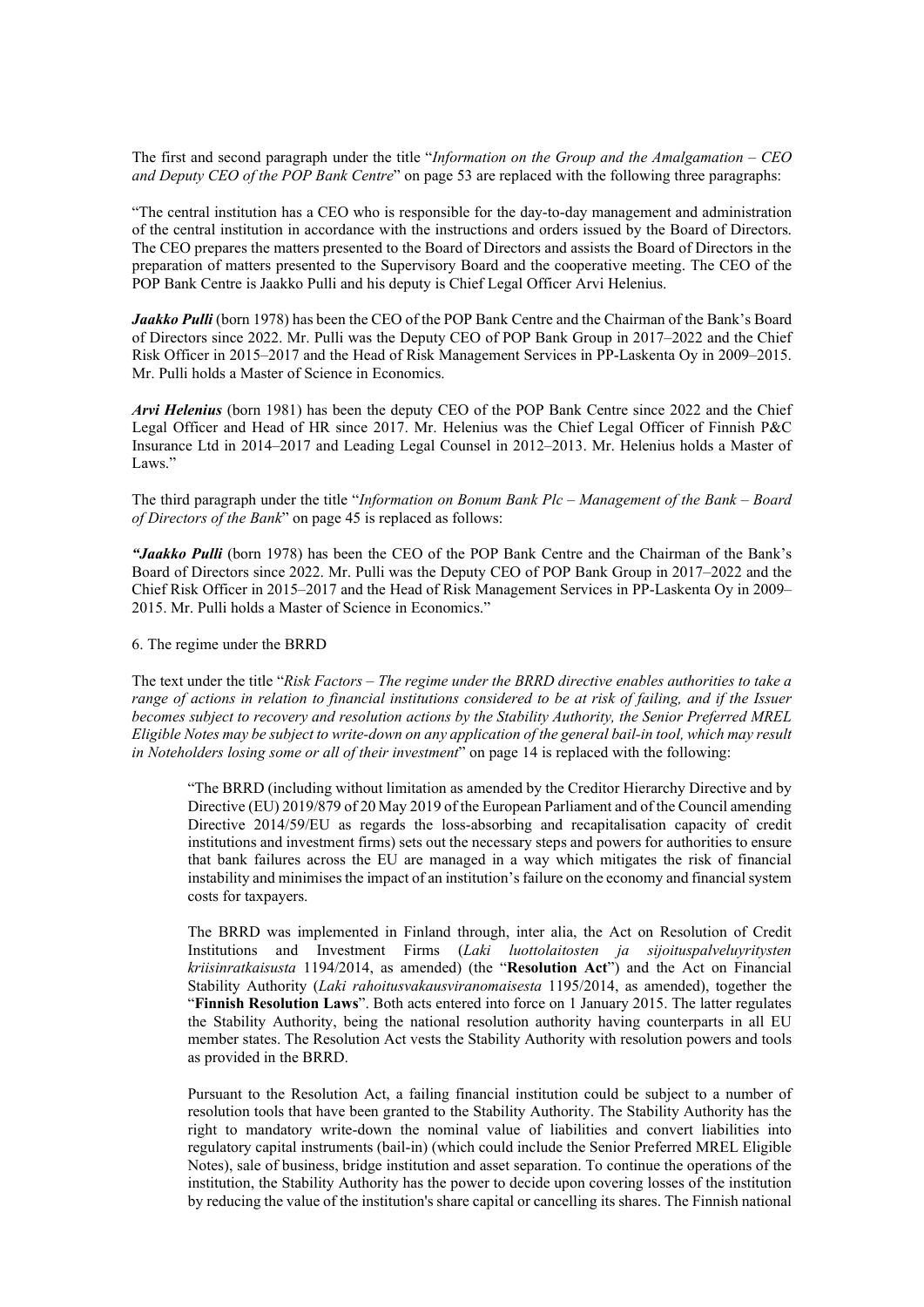The first and second paragraph under the title "*Information on the Group and the Amalgamation – CEO and Deputy CEO of the POP Bank Centre*" on page 53 are replaced with the following three paragraphs:

"The central institution has a CEO who is responsible for the day-to-day management and administration of the central institution in accordance with the instructions and orders issued by the Board of Directors. The CEO prepares the matters presented to the Board of Directors and assists the Board of Directors in the preparation of matters presented to the Supervisory Board and the cooperative meeting. The CEO of the POP Bank Centre is Jaakko Pulli and his deputy is Chief Legal Officer Arvi Helenius.

***Jaakko Pulli*** (born 1978) has been the CEO of the POP Bank Centre and the Chairman of the Bank's Board of Directors since 2022. Mr. Pulli was the Deputy CEO of POP Bank Group in 2017–2022 and the Chief Risk Officer in 2015–2017 and the Head of Risk Management Services in PP-Laskenta Oy in 2009–2015. Mr. Pulli holds a Master of Science in Economics.

***Arvi Helenius*** (born 1981) has been the deputy CEO of the POP Bank Centre since 2022 and the Chief Legal Officer and Head of HR since 2017. Mr. Helenius was the Chief Legal Officer of Finnish P&C Insurance Ltd in 2014–2017 and Leading Legal Counsel in 2012–2013. Mr. Helenius holds a Master of Laws."

The third paragraph under the title "*Information on Bonum Bank Plc – Management of the Bank – Board of Directors of the Bank*" on page 45 is replaced as follows:

***"Jaakko Pulli*** (born 1978) has been the CEO of the POP Bank Centre and the Chairman of the Bank's Board of Directors since 2022. Mr. Pulli was the Deputy CEO of POP Bank Group in 2017–2022 and the Chief Risk Officer in 2015–2017 and the Head of Risk Management Services in PP-Laskenta Oy in 2009–2015. Mr. Pulli holds a Master of Science in Economics."

6. The regime under the BRRD

The text under the title "*Risk Factors – The regime under the BRRD directive enables authorities to take a range of actions in relation to financial institutions considered to be at risk of failing, and if the Issuer becomes subject to recovery and resolution actions by the Stability Authority, the Senior Preferred MREL Eligible Notes may be subject to write-down on any application of the general bail-in tool, which may result in Noteholders losing some or all of their investment*" on page 14 is replaced with the following:

> "The BRRD (including without limitation as amended by the Creditor Hierarchy Directive and by Directive (EU) 2019/879 of 20 May 2019 of the European Parliament and of the Council amending Directive 2014/59/EU as regards the loss-absorbing and recapitalisation capacity of credit institutions and investment firms) sets out the necessary steps and powers for authorities to ensure that bank failures across the EU are managed in a way which mitigates the risk of financial instability and minimises the impact of an institution's failure on the economy and financial system costs for taxpayers.
>
> The BRRD was implemented in Finland through, inter alia, the Act on Resolution of Credit Institutions and Investment Firms (*Laki luottolaitosten ja sijoituspalveluyritysten kriisinratkaisusta* 1194/2014, as amended) (the "**Resolution Act**") and the Act on Financial Stability Authority (*Laki rahoitusvakausviranomaisesta* 1195/2014, as amended), together the "**Finnish Resolution Laws**". Both acts entered into force on 1 January 2015. The latter regulates the Stability Authority, being the national resolution authority having counterparts in all EU member states. The Resolution Act vests the Stability Authority with resolution powers and tools as provided in the BRRD.
>
> Pursuant to the Resolution Act, a failing financial institution could be subject to a number of resolution tools that have been granted to the Stability Authority. The Stability Authority has the right to mandatory write-down the nominal value of liabilities and convert liabilities into regulatory capital instruments (bail-in) (which could include the Senior Preferred MREL Eligible Notes), sale of business, bridge institution and asset separation. To continue the operations of the institution, the Stability Authority has the power to decide upon covering losses of the institution by reducing the value of the institution's share capital or cancelling its shares. The Finnish national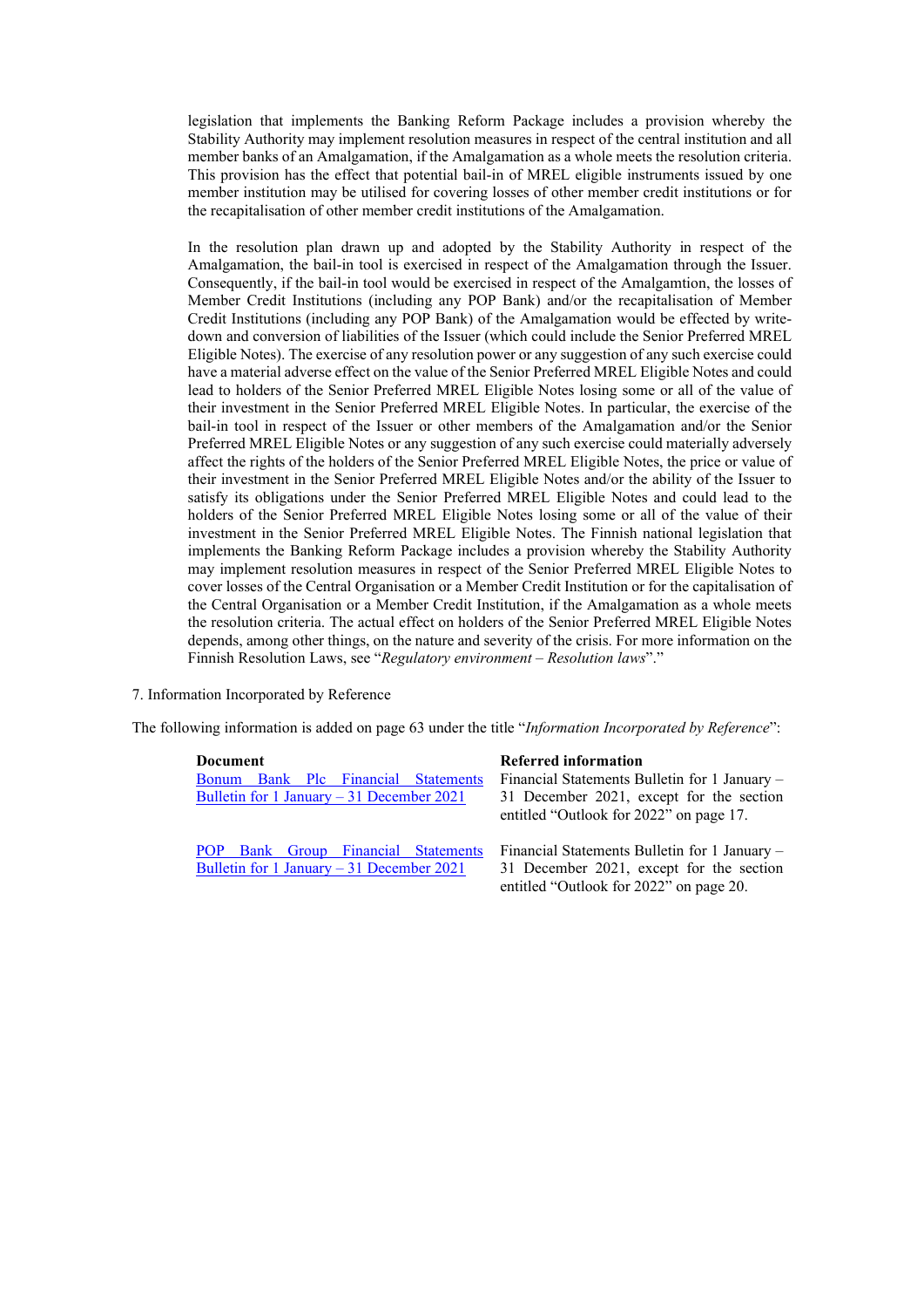legislation that implements the Banking Reform Package includes a provision whereby the Stability Authority may implement resolution measures in respect of the central institution and all member banks of an Amalgamation, if the Amalgamation as a whole meets the resolution criteria. This provision has the effect that potential bail-in of MREL eligible instruments issued by one member institution may be utilised for covering losses of other member credit institutions or for the recapitalisation of other member credit institutions of the Amalgamation.

In the resolution plan drawn up and adopted by the Stability Authority in respect of the Amalgamation, the bail-in tool is exercised in respect of the Amalgamation through the Issuer. Consequently, if the bail-in tool would be exercised in respect of the Amalgamtion, the losses of Member Credit Institutions (including any POP Bank) and/or the recapitalisation of Member Credit Institutions (including any POP Bank) of the Amalgamation would be effected by write-down and conversion of liabilities of the Issuer (which could include the Senior Preferred MREL Eligible Notes). The exercise of any resolution power or any suggestion of any such exercise could have a material adverse effect on the value of the Senior Preferred MREL Eligible Notes and could lead to holders of the Senior Preferred MREL Eligible Notes losing some or all of the value of their investment in the Senior Preferred MREL Eligible Notes. In particular, the exercise of the bail-in tool in respect of the Issuer or other members of the Amalgamation and/or the Senior Preferred MREL Eligible Notes or any suggestion of any such exercise could materially adversely affect the rights of the holders of the Senior Preferred MREL Eligible Notes, the price or value of their investment in the Senior Preferred MREL Eligible Notes and/or the ability of the Issuer to satisfy its obligations under the Senior Preferred MREL Eligible Notes and could lead to the holders of the Senior Preferred MREL Eligible Notes losing some or all of the value of their investment in the Senior Preferred MREL Eligible Notes. The Finnish national legislation that implements the Banking Reform Package includes a provision whereby the Stability Authority may implement resolution measures in respect of the Senior Preferred MREL Eligible Notes to cover losses of the Central Organisation or a Member Credit Institution or for the capitalisation of the Central Organisation or a Member Credit Institution, if the Amalgamation as a whole meets the resolution criteria. The actual effect on holders of the Senior Preferred MREL Eligible Notes depends, among other things, on the nature and severity of the crisis. For more information on the Finnish Resolution Laws, see "*Regulatory environment – Resolution laws*"."

7. Information Incorporated by Reference

The following information is added on page 63 under the title "*Information Incorporated by Reference*":

| **Document** | **Referred information** |
|---|---|
| Bonum Bank Plc Financial Statements Bulletin for 1 January – 31 December 2021 | Financial Statements Bulletin for 1 January – 31 December 2021, except for the section entitled "Outlook for 2022" on page 17. |
| POP Bank Group Financial Statements Bulletin for 1 January – 31 December 2021 | Financial Statements Bulletin for 1 January – 31 December 2021, except for the section entitled "Outlook for 2022" on page 20. |